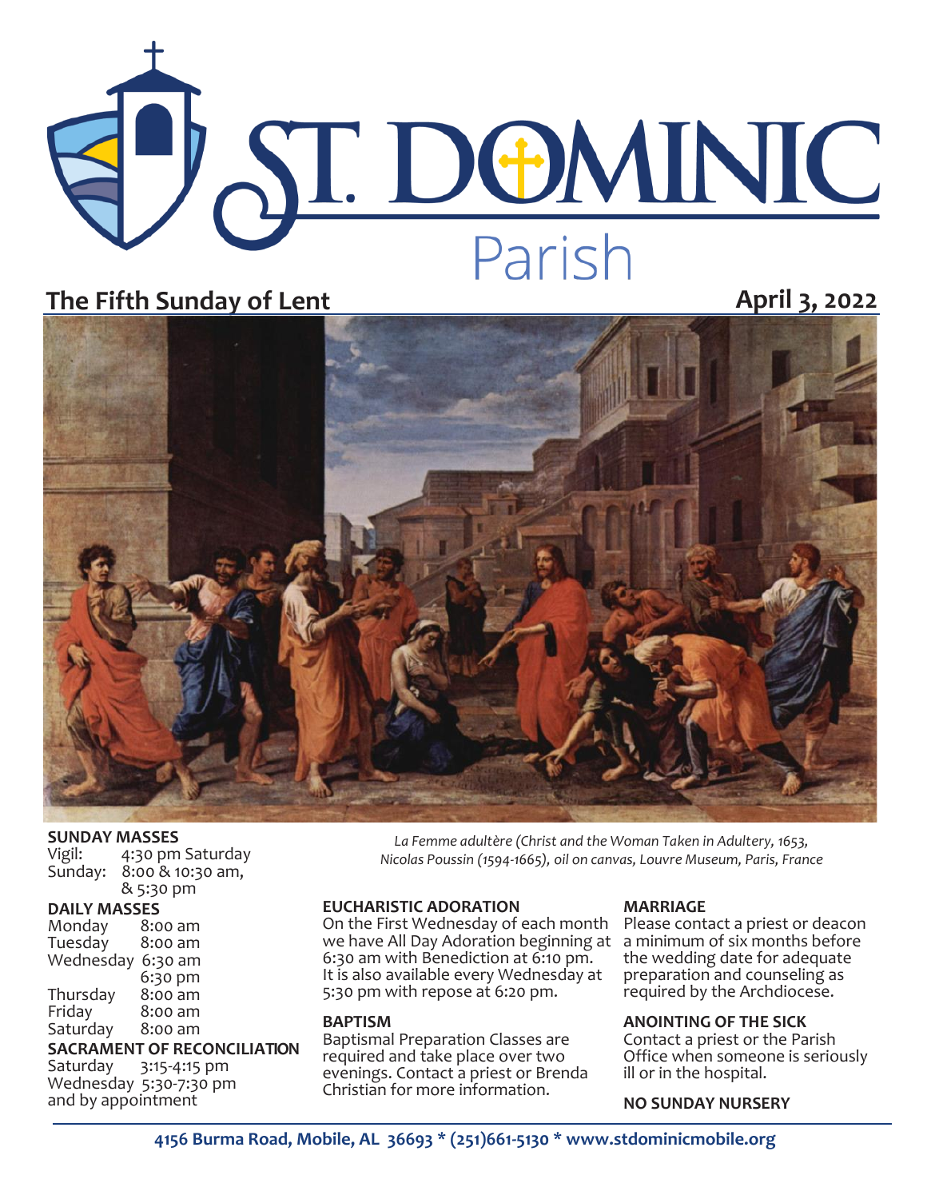# ST. DOMINIC Parish

**The Fifth Sunday of Lent** **April 3, 2022**

*La Femme adultère (Christ and the Woman Taken in Adultery, 1653, Nicolas Poussin (1594-1665), oil on canvas, Louvre Museum, Paris, France*

### SUNDAY MASSES

Vigil: 4:30 pm Saturday
Sunday: 8:00 & 10:30 am, & 5:30 pm

### DAILY MASSES

Monday 8:00 am
Tuesday 8:00 am
Wednesday 6:30 am
6:30 pm
Thursday 8:00 am
Friday 8:00 am
Saturday 8:00 am

### SACRAMENT OF RECONCILIATION

Saturday 3:15-4:15 pm
Wednesday 5:30-7:30 pm
and by appointment

### EUCHARISTIC ADORATION

On the First Wednesday of each month we have All Day Adoration beginning at 6:30 am with Benediction at 6:10 pm. It is also available every Wednesday at 5:30 pm with repose at 6:20 pm.

### BAPTISM

Baptismal Preparation Classes are required and take place over two evenings. Contact a priest or Brenda Christian for more information.

### MARRIAGE

Please contact a priest or deacon a minimum of six months before the wedding date for adequate preparation and counseling as required by the Archdiocese.

### ANOINTING OF THE SICK

Contact a priest or the Parish Office when someone is seriously ill or in the hospital.

### NO SUNDAY NURSERY

**4156 Burma Road, Mobile, AL 36693 * (251)661-5130 * www.stdominicmobile.org**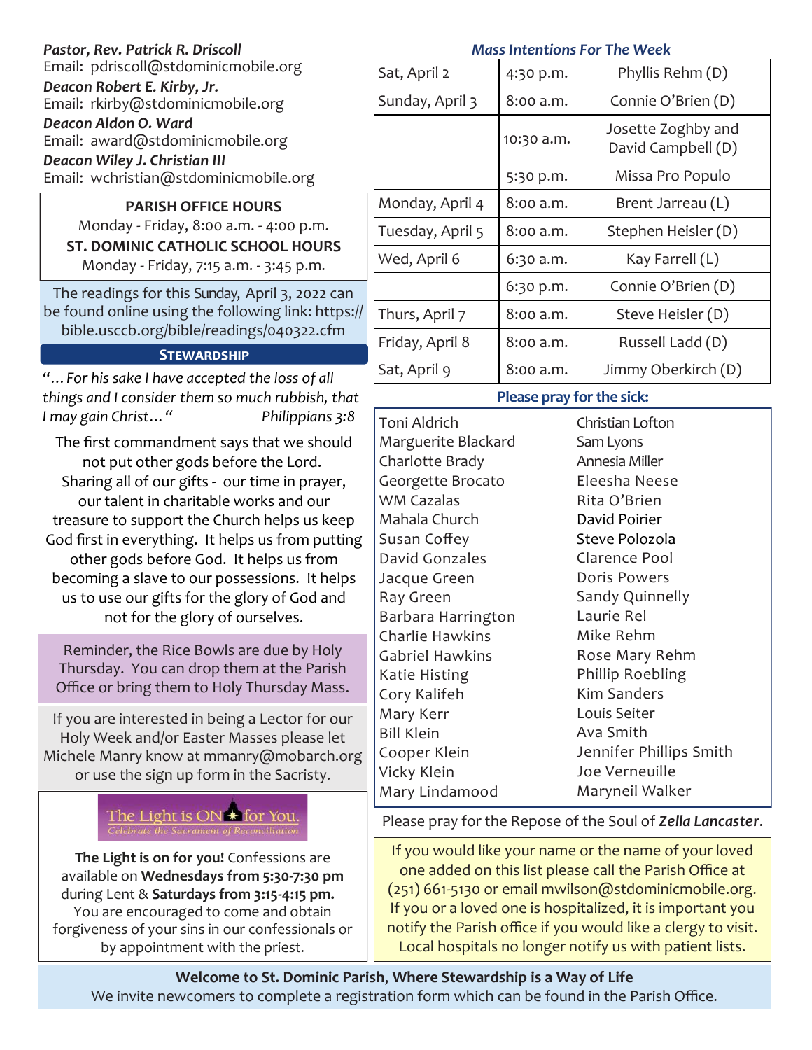***Pastor, Rev. Patrick R. Driscoll***
Email: pdriscoll@stdominicmobile.org

***Deacon Robert E. Kirby, Jr.***
Email: rkirby@stdominicmobile.org

***Deacon Aldon O. Ward***
Email: award@stdominicmobile.org

***Deacon Wiley J. Christian III***
Email: wchristian@stdominicmobile.org

**PARISH OFFICE HOURS**
Monday - Friday, 8:00 a.m. - 4:00 p.m.

**ST. DOMINIC CATHOLIC SCHOOL HOURS**
Monday - Friday, 7:15 a.m. - 3:45 p.m.

The readings for this Sunday, April 3, 2022 can be found online using the following link: https://bible.usccb.org/bible/readings/040322.cfm

## Stewardship

*"…For his sake I have accepted the loss of all things and I consider them so much rubbish, that I may gain Christ…" Philippians 3:8*

The first commandment says that we should not put other gods before the Lord. Sharing all of our gifts - our time in prayer, our talent in charitable works and our treasure to support the Church helps us keep God first in everything. It helps us from putting other gods before God. It helps us from becoming a slave to our possessions. It helps us to use our gifts for the glory of God and not for the glory of ourselves.

Reminder, the Rice Bowls are due by Holy Thursday. You can drop them at the Parish Office or bring them to Holy Thursday Mass.

If you are interested in being a Lector for our Holy Week and/or Easter Masses please let Michele Manry know at mmanry@mobarch.org or use the sign up form in the Sacristy.

The Light is ON for You. *Celebrate the Sacrament of Reconciliation*

**The Light is on for you!** Confessions are available on **Wednesdays from 5:30-7:30 pm** during Lent & **Saturdays from 3:15-4:15 pm.** You are encouraged to come and obtain forgiveness of your sins in our confessionals or by appointment with the priest.

### *Mass Intentions For The Week*

| | | |
|---|---|---|
| Sat, April 2 | 4:30 p.m. | Phyllis Rehm (D) |
| Sunday, April 3 | 8:00 a.m. | Connie O'Brien (D) |
| | 10:30 a.m. | Josette Zoghby and David Campbell (D) |
| | 5:30 p.m. | Missa Pro Populo |
| Monday, April 4 | 8:00 a.m. | Brent Jarreau (L) |
| Tuesday, April 5 | 8:00 a.m. | Stephen Heisler (D) |
| Wed, April 6 | 6:30 a.m. | Kay Farrell (L) |
| | 6:30 p.m. | Connie O'Brien (D) |
| Thurs, April 7 | 8:00 a.m. | Steve Heisler (D) |
| Friday, April 8 | 8:00 a.m. | Russell Ladd (D) |
| Sat, April 9 | 8:00 a.m. | Jimmy Oberkirch (D) |

### Please pray for the sick:

Toni Aldrich
Marguerite Blackard
Charlotte Brady
Georgette Brocato
WM Cazalas
Mahala Church
Susan Coffey
David Gonzales
Jacque Green
Ray Green
Barbara Harrington
Charlie Hawkins
Gabriel Hawkins
Katie Histing
Cory Kalifeh
Mary Kerr
Bill Klein
Cooper Klein
Vicky Klein
Mary Lindamood
Christian Lofton
Sam Lyons
Annesia Miller
Eleesha Neese
Rita O'Brien
David Poirier
Steve Polozola
Clarence Pool
Doris Powers
Sandy Quinnelly
Laurie Rel
Mike Rehm
Rose Mary Rehm
Phillip Roebling
Kim Sanders
Louis Seiter
Ava Smith
Jennifer Phillips Smith
Joe Verneuille
Maryneil Walker

Please pray for the Repose of the Soul of ***Zella Lancaster***.

If you would like your name or the name of your loved one added on this list please call the Parish Office at (251) 661-5130 or email mwilson@stdominicmobile.org. If you or a loved one is hospitalized, it is important you notify the Parish office if you would like a clergy to visit. Local hospitals no longer notify us with patient lists.

**Welcome to St. Dominic Parish, Where Stewardship is a Way of Life**
We invite newcomers to complete a registration form which can be found in the Parish Office.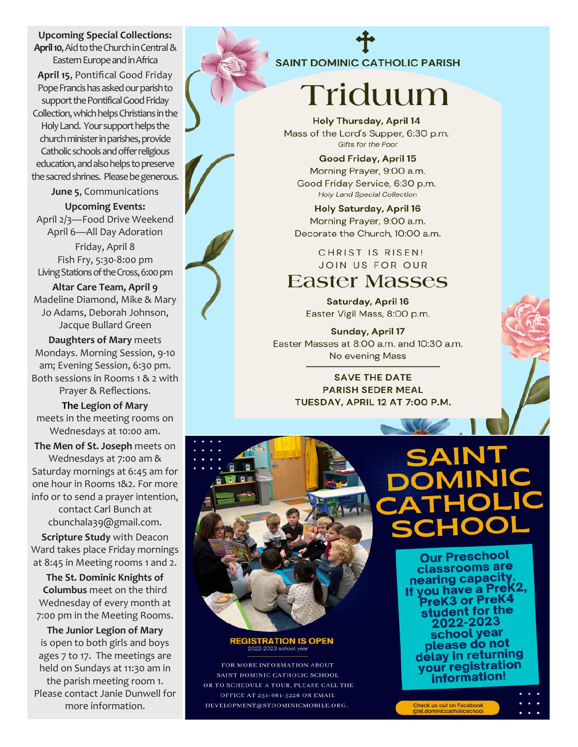**Upcoming Special Collections:**
**April 10**, Aid to the Church in Central & Eastern Europe and in Africa

**April 15**, Pontifical Good Friday
Pope Francis has asked our parish to support the Pontifical Good Friday Collection, which helps Christians in the Holy Land. Your support helps the church minister in parishes, provide Catholic schools and offer religious education, and also helps to preserve the sacred shrines. Please be generous.

**June 5**, Communications

**Upcoming Events:**
April 2/3—Food Drive Weekend
April 6—All Day Adoration
Friday, April 8
Fish Fry, 5:30-8:00 pm
Living Stations of the Cross, 6:00 pm

**Altar Care Team, April 9**
Madeline Diamond, Mike & Mary Jo Adams, Deborah Johnson, Jacque Bullard Green

**Daughters of Mary** meets Mondays. Morning Session, 9-10 am; Evening Session, 6:30 pm. Both sessions in Rooms 1 & 2 with Prayer & Reflections.

**The Legion of Mary** meets in the meeting rooms on Wednesdays at 10:00 am.

**The Men of St. Joseph** meets on Wednesdays at 7:00 am & Saturday mornings at 6:45 am for one hour in Rooms 1&2. For more info or to send a prayer intention, contact Carl Bunch at cbunchala39@gmail.com.

**Scripture Study** with Deacon Ward takes place Friday mornings at 8:45 in Meeting rooms 1 and 2.

**The St. Dominic Knights of Columbus** meet on the third Wednesday of every month at 7:00 pm in the Meeting Rooms.

**The Junior Legion of Mary** is open to both girls and boys ages 7 to 17. The meetings are held on Sundays at 11:30 am in the parish meeting room 1. Please contact Janie Dunwell for more information.

SAINT DOMINIC CATHOLIC PARISH

# Triduum

**Holy Thursday, April 14**
Mass of the Lord's Supper, 6:30 p.m.
*Gifts for the Poor*

**Good Friday, April 15**
Morning Prayer, 9:00 a.m.
Good Friday Service, 6:30 p.m.
*Holy Land Special Collection*

**Holy Saturday, April 16**
Morning Prayer, 9:00 a.m.
Decorate the Church, 10:00 a.m.

CHRIST IS RISEN!
JOIN US FOR OUR

## Easter Masses

**Saturday, April 16**
Easter Vigil Mass, 8:00 p.m.

**Sunday, April 17**
Easter Masses at 8:00 a.m. and 10:30 a.m.
No evening Mass

**SAVE THE DATE**
**PARISH SEDER MEAL**
**TUESDAY, APRIL 12 AT 7:00 P.M.**

# SAINT DOMINIC CATHOLIC SCHOOL

**REGISTRATION IS OPEN**
2022-2023 school year

FOR MORE INFORMATION ABOUT SAINT DOMINIC CATHOLIC SCHOOL OR TO SCHEDULE A TOUR, PLEASE CALL THE OFFICE AT 251-661-5226 OR EMAIL DEVELOPMENT@STDOMINICMOBILE.ORG.

**Our Preschool classrooms are nearing capacity. If you have a PreK2, PreK3 or PreK4 student for the 2022-2023 school year please do not delay in returning your registration information!**

Check us out on Facebook
@st.dominiccatholicschool